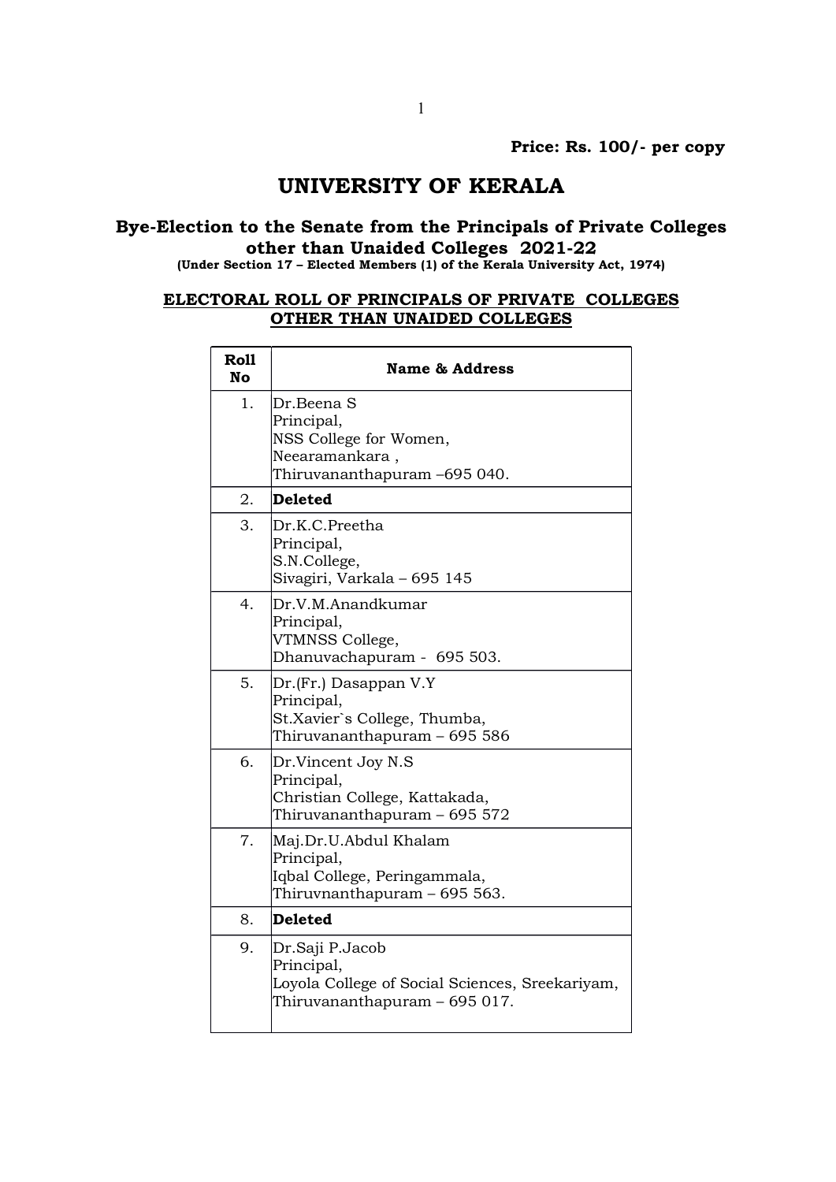**Price: Rs. 100/- per copy**

# UNIVERSITY OF KERALA

## Bye-Election to the Senate from the Principals of Private Colleges other than Unaided Colleges 2021-22

**(Under Section 17 – Elected Members (1) of the Kerala University Act, 1974)**

### ELECTORAL ROLL OF PRINCIPALS OF PRIVATE COLLEGES OTHER THAN UNAIDED COLLEGES

| Roll No | Name & Address |
|---|---|
| 1. | Dr.Beena S<br>Principal,<br>NSS College for Women,<br>Neearamankara ,<br>Thiruvananthapuram –695 040. |
| 2. | **Deleted** |
| 3. | Dr.K.C.Preetha<br>Principal,<br>S.N.College,<br>Sivagiri, Varkala – 695 145 |
| 4. | Dr.V.M.Anandkumar<br>Principal,<br>VTMNSS College,<br>Dhanuvachapuram - 695 503. |
| 5. | Dr.(Fr.) Dasappan V.Y<br>Principal,<br>St.Xavier`s College, Thumba,<br>Thiruvananthapuram – 695 586 |
| 6. | Dr.Vincent Joy N.S<br>Principal,<br>Christian College, Kattakada,<br>Thiruvananthapuram – 695 572 |
| 7. | Maj.Dr.U.Abdul Khalam<br>Principal,<br>Iqbal College, Peringammala,<br>Thiruvnanthapuram – 695 563. |
| 8. | **Deleted** |
| 9. | Dr.Saji P.Jacob<br>Principal,<br>Loyola College of Social Sciences, Sreekariyam,<br>Thiruvananthapuram – 695 017. |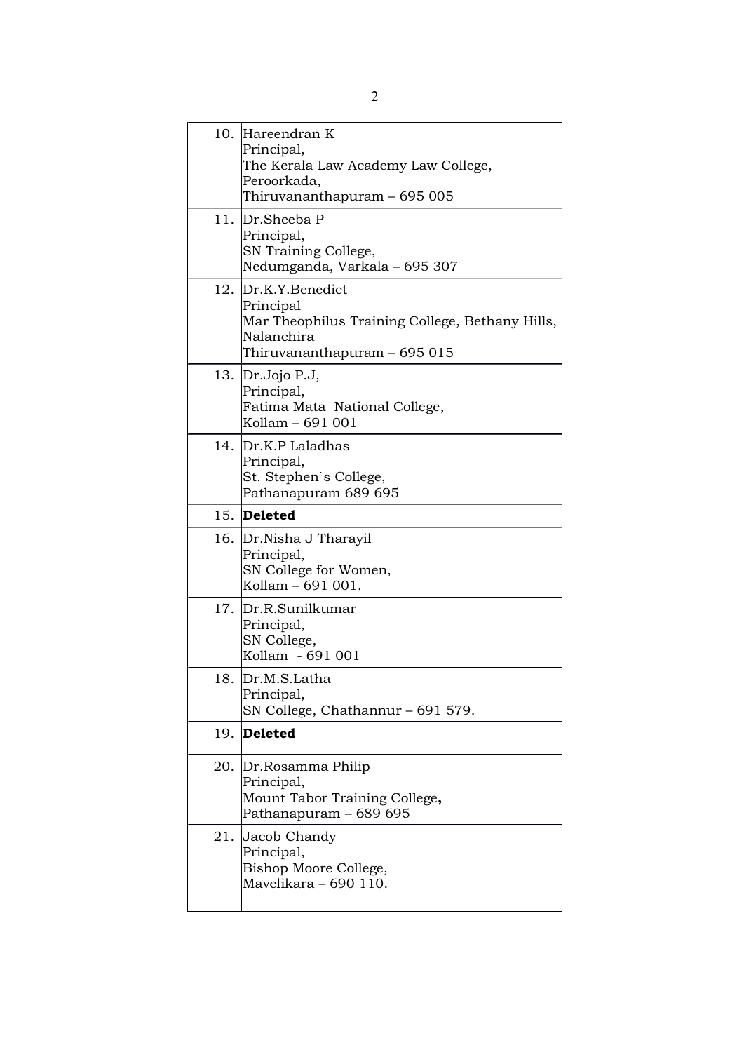| | |
|---|---|
| 10. | Hareendran K<br>Principal,<br>The Kerala Law Academy Law College,<br>Peroorkada,<br>Thiruvananthapuram – 695 005 |
| 11. | Dr.Sheeba P<br>Principal,<br>SN Training College,<br>Nedumganda, Varkala – 695 307 |
| 12. | Dr.K.Y.Benedict<br>Principal<br>Mar Theophilus Training College, Bethany Hills,<br>Nalanchira<br>Thiruvananthapuram – 695 015 |
| 13. | Dr.Jojo P.J,<br>Principal,<br>Fatima Mata National College,<br>Kollam – 691 001 |
| 14. | Dr.K.P Laladhas<br>Principal,<br>St. Stephen`s College,<br>Pathanapuram 689 695 |
| 15. | **Deleted** |
| 16. | Dr.Nisha J Tharayil<br>Principal,<br>SN College for Women,<br>Kollam – 691 001. |
| 17. | Dr.R.Sunilkumar<br>Principal,<br>SN College,<br>Kollam - 691 001 |
| 18. | Dr.M.S.Latha<br>Principal,<br>SN College, Chathannur – 691 579. |
| 19. | **Deleted** |
| 20. | Dr.Rosamma Philip<br>Principal,<br>Mount Tabor Training College**,**<br>Pathanapuram – 689 695 |
| 21. | Jacob Chandy<br>Principal,<br>Bishop Moore College,<br>Mavelikara – 690 110. |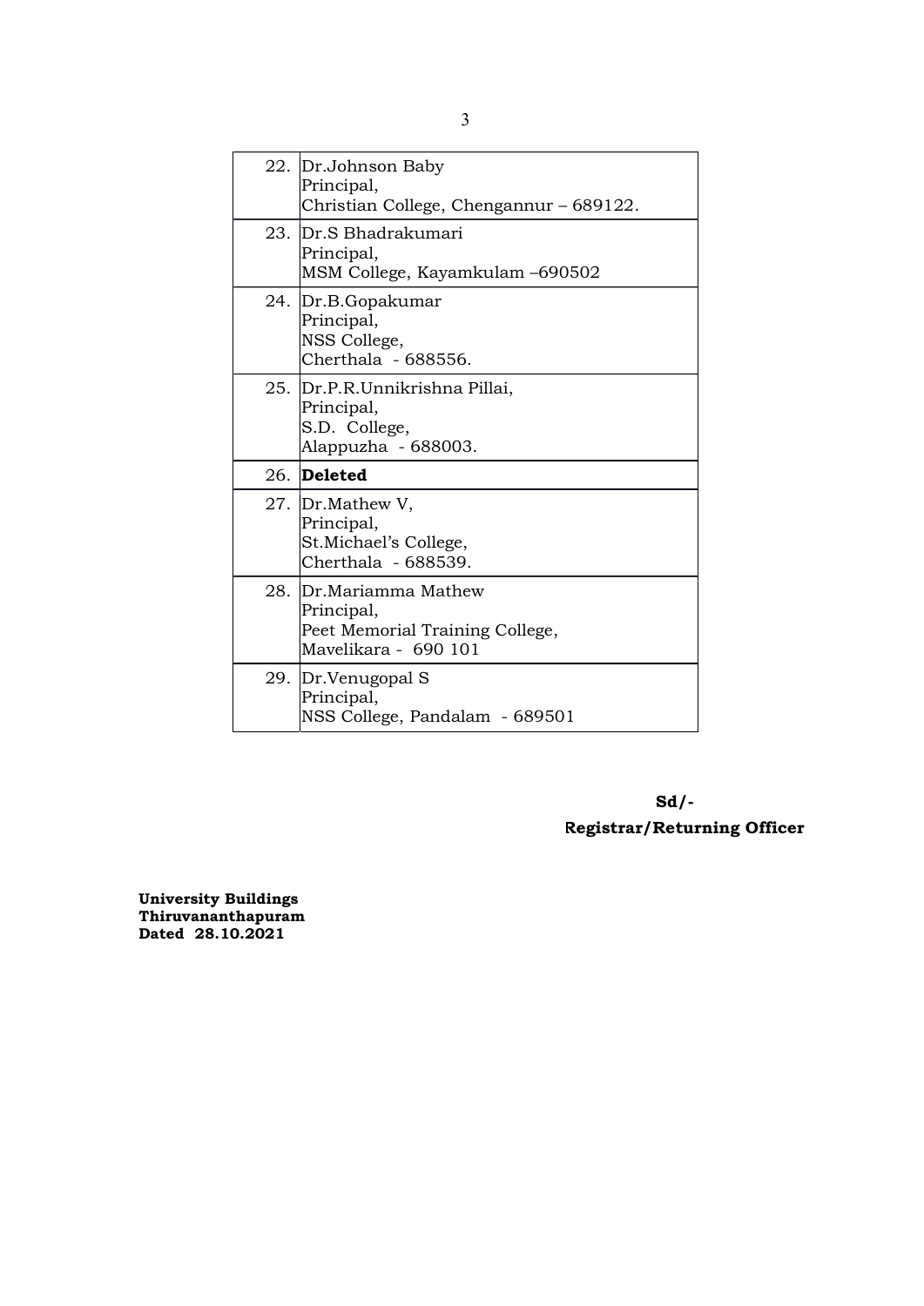| | |
|---|---|
| 22. | Dr.Johnson Baby<br>Principal,<br>Christian College, Chengannur – 689122. |
| 23. | Dr.S Bhadrakumari<br>Principal,<br>MSM College, Kayamkulam –690502 |
| 24. | Dr.B.Gopakumar<br>Principal,<br>NSS College,<br>Cherthala - 688556. |
| 25. | Dr.P.R.Unnikrishna Pillai,<br>Principal,<br>S.D. College,<br>Alappuzha - 688003. |
| 26. | **Deleted** |
| 27. | Dr.Mathew V,<br>Principal,<br>St.Michael's College,<br>Cherthala - 688539. |
| 28. | Dr.Mariamma Mathew<br>Principal,<br>Peet Memorial Training College,<br>Mavelikara - 690 101 |
| 29. | Dr.Venugopal S<br>Principal,<br>NSS College, Pandalam - 689501 |

**Sd/-**

**Registrar/Returning Officer**

**University Buildings**
**Thiruvananthapuram**
**Dated 28.10.2021**